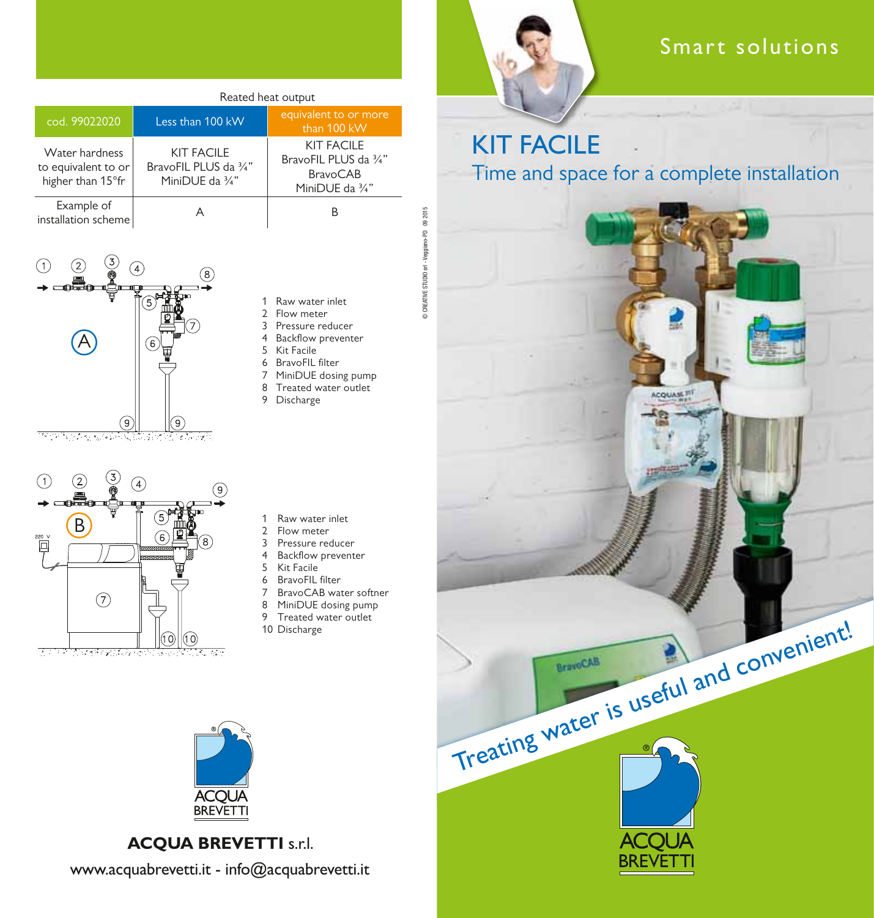| | Reated heat output | |
|---|---|---|
| cod. 99022020 | Less than 100 kW | equivalent to or more than 100 kW |
| Water hardness to equivalent to or higher than 15°fr | KIT FACILE BravoFIL PLUS da ¾” MiniDUE da ¾” | KIT FACILE BravoFIL PLUS da ¾” BravoCAB MiniDUE da ¾” |
| Example of installation scheme | A | B |

A

1 Raw water inlet
2 Flow meter
3 Pressure reducer
4 Backflow preventer
5 Kit Facile
6 BravoFIL filter
7 MiniDUE dosing pump
8 Treated water outlet
9 Discharge

B

220 V

1 Raw water inlet
2 Flow meter
3 Pressure reducer
4 Backflow preventer
5 Kit Facile
6 BravoFIL filter
7 BravoCAB water softner
8 MiniDUE dosing pump
9 Treated water outlet
10 Discharge

ACQUA BREVETTI

**ACQUA BREVETTI** s.r.l.

www.acquabrevetti.it - info@acquabrevetti.it

© CREATIVE STUDIO srl - Veggiano-PD 09 2015

Smart solutions

# KIT FACILE

## Time and space for a complete installation

Treating water is useful and convenient!

ACQUA BREVETTI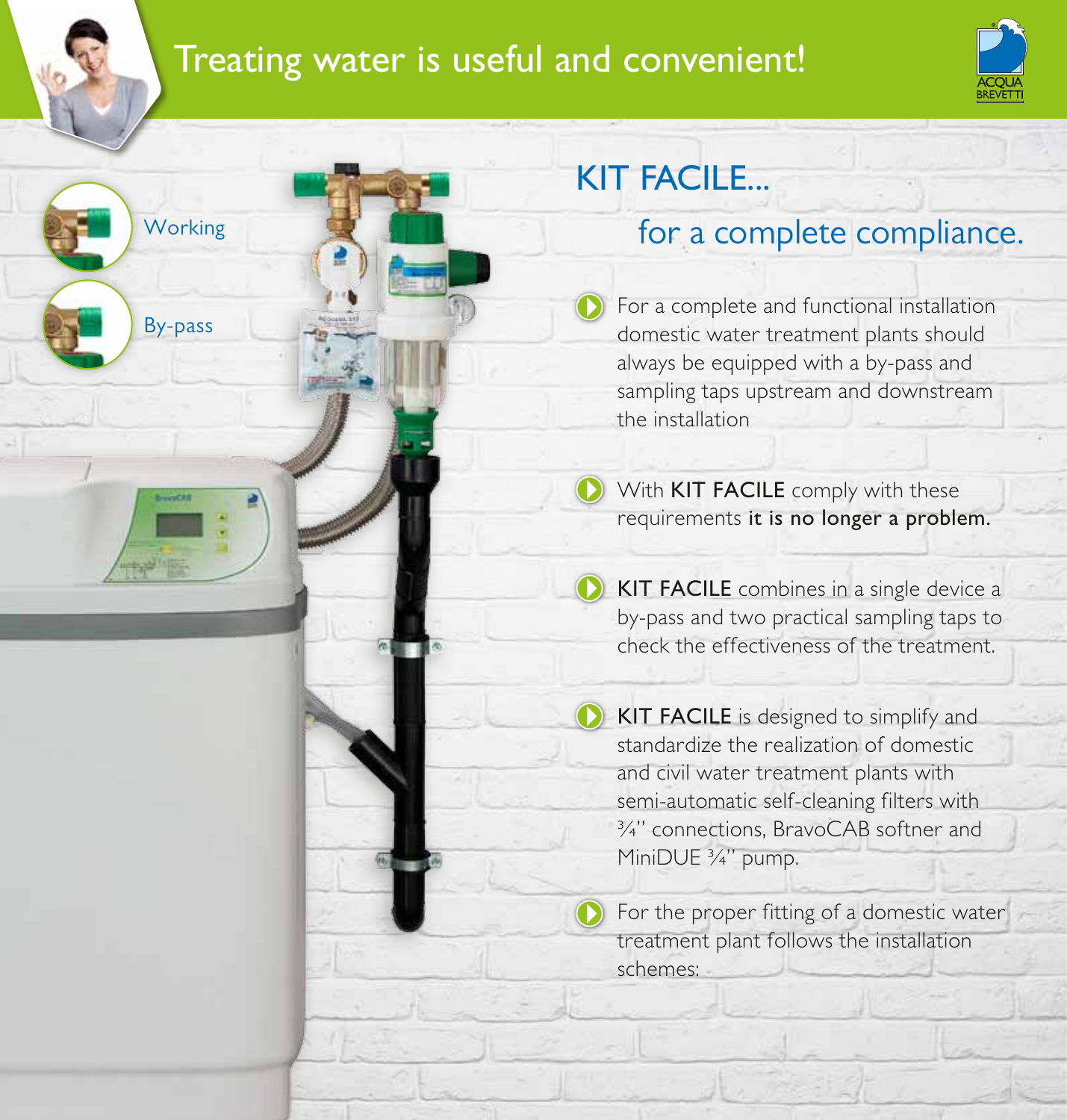# Treating water is useful and convenient!

Working

By-pass

## KIT FACILE...

### for a complete compliance.

- For a complete and functional installation domestic water treatment plants should always be equipped with a by-pass and sampling taps upstream and downstream the installation

- With **KIT FACILE** comply with these requirements **it is no longer a problem.**

- **KIT FACILE** combines in a single device a by-pass and two practical sampling taps to check the effectiveness of the treatment.

- **KIT FACILE** is designed to simplify and standardize the realization of domestic and civil water treatment plants with semi-automatic self-cleaning filters with ¾" connections, BravoCAB softner and MiniDUE ¾" pump.

- For the proper fitting of a domestic water treatment plant follows the installation schemes: